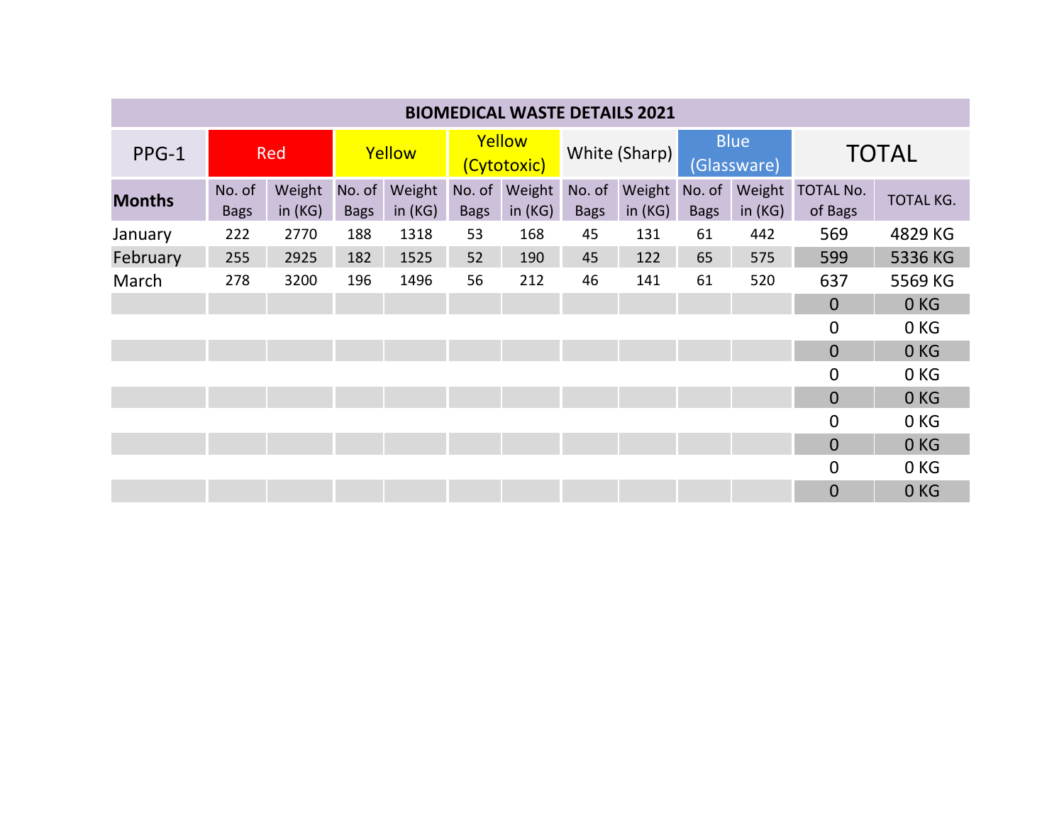| BIOMEDICAL WASTE DETAILS 2021 | | | | | | | | | | | | |
|---|---|---|---|---|---|---|---|---|---|---|---|---|
| PPG-1 | Red | | Yellow | | Yellow (Cytotoxic) | | White (Sharp) | | Blue (Glassware) | | TOTAL | |
| **Months** | No. of Bags | Weight in (KG) | No. of Bags | Weight in (KG) | No. of Bags | Weight in (KG) | No. of Bags | Weight in (KG) | No. of Bags | Weight in (KG) | TOTAL No. of Bags | TOTAL KG. |
| January | 222 | 2770 | 188 | 1318 | 53 | 168 | 45 | 131 | 61 | 442 | 569 | 4829 KG |
| February | 255 | 2925 | 182 | 1525 | 52 | 190 | 45 | 122 | 65 | 575 | 599 | 5336 KG |
| March | 278 | 3200 | 196 | 1496 | 56 | 212 | 46 | 141 | 61 | 520 | 637 | 5569 KG |
| | | | | | | | | | | | 0 | 0 KG |
| | | | | | | | | | | | 0 | 0 KG |
| | | | | | | | | | | | 0 | 0 KG |
| | | | | | | | | | | | 0 | 0 KG |
| | | | | | | | | | | | 0 | 0 KG |
| | | | | | | | | | | | 0 | 0 KG |
| | | | | | | | | | | | 0 | 0 KG |
| | | | | | | | | | | | 0 | 0 KG |
| | | | | | | | | | | | 0 | 0 KG |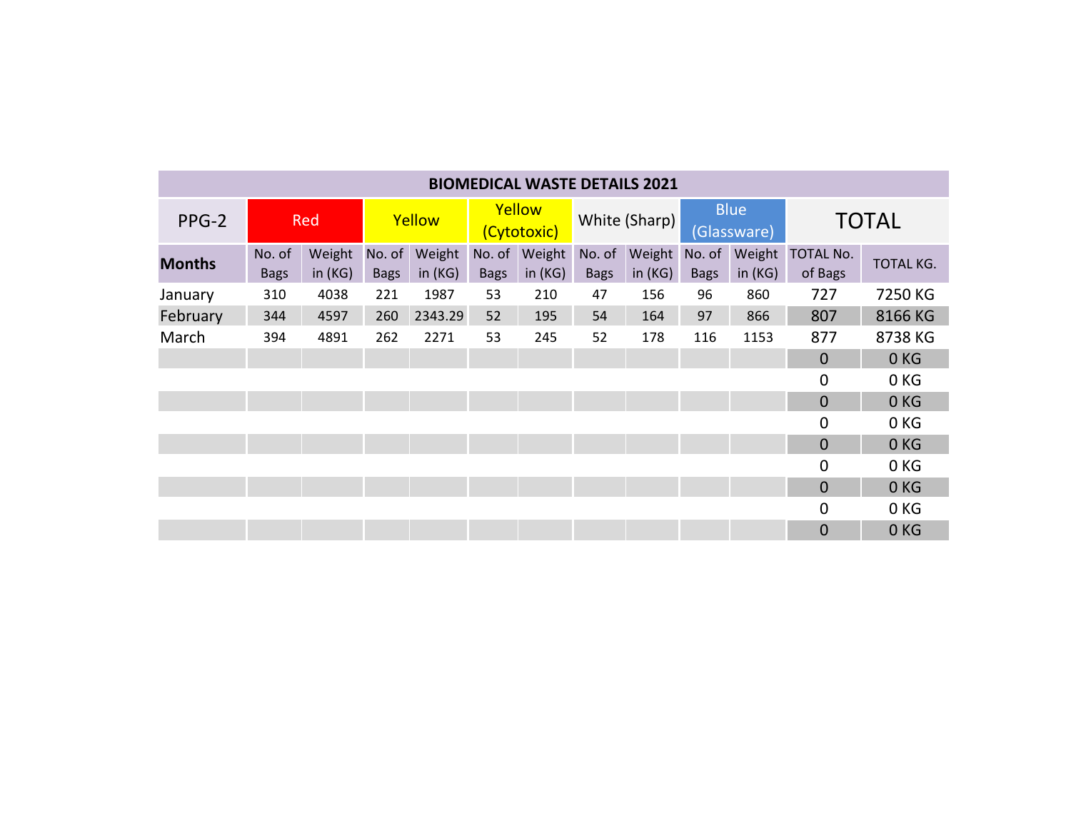| BIOMEDICAL WASTE DETAILS 2021 | | | | | | | | | | | | |
|---|---|---|---|---|---|---|---|---|---|---|---|---|
| PPG-2 | Red | | Yellow | | Yellow (Cytotoxic) | | White (Sharp) | | Blue (Glassware) | | TOTAL | |
| **Months** | No. of Bags | Weight in (KG) | No. of Bags | Weight in (KG) | No. of Bags | Weight in (KG) | No. of Bags | Weight in (KG) | No. of Bags | Weight in (KG) | TOTAL No. of Bags | TOTAL KG. |
| January | 310 | 4038 | 221 | 1987 | 53 | 210 | 47 | 156 | 96 | 860 | 727 | 7250 KG |
| February | 344 | 4597 | 260 | 2343.29 | 52 | 195 | 54 | 164 | 97 | 866 | 807 | 8166 KG |
| March | 394 | 4891 | 262 | 2271 | 53 | 245 | 52 | 178 | 116 | 1153 | 877 | 8738 KG |
| | | | | | | | | | | | 0 | 0 KG |
| | | | | | | | | | | | 0 | 0 KG |
| | | | | | | | | | | | 0 | 0 KG |
| | | | | | | | | | | | 0 | 0 KG |
| | | | | | | | | | | | 0 | 0 KG |
| | | | | | | | | | | | 0 | 0 KG |
| | | | | | | | | | | | 0 | 0 KG |
| | | | | | | | | | | | 0 | 0 KG |
| | | | | | | | | | | | 0 | 0 KG |